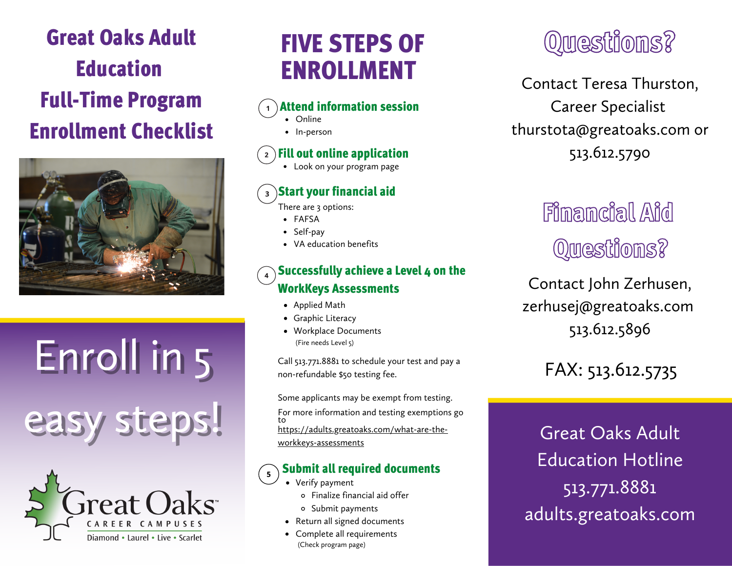# Great Oaks Adult Education Full-Time Program Enrollment Checklist

Enroll in 5 easy steps!

Great Oaks
CAREER CAMPUSES
Diamond • Laurel • Live • Scarlet

## FIVE STEPS OF ENROLLMENT

### 1 Attend information session

- Online
- In-person

### 2 Fill out online application

- Look on your program page

### 3 Start your financial aid

There are 3 options:

- FAFSA
- Self-pay
- VA education benefits

### 4 Successfully achieve a Level 4 on the WorkKeys Assessments

- Applied Math
- Graphic Literacy
- Workplace Documents
  (Fire needs Level 5)

Call 513.771.8881 to schedule your test and pay a non-refundable $50 testing fee.

Some applicants may be exempt from testing.

For more information and testing exemptions go to https://adults.greatoaks.com/what-are-the-workkeys-assessments

### 5 Submit all required documents

- Verify payment
  - Finalize financial aid offer
  - Submit payments
- Return all signed documents
- Complete all requirements
  (Check program page)

## Questions?

Contact Teresa Thurston, Career Specialist
thurstota@greatoaks.com or 513.612.5790

## Financial Aid Questions?

Contact John Zerhusen,
zerhusej@greatoaks.com
513.612.5896

FAX: 513.612.5735

Great Oaks Adult Education Hotline
513.771.8881
adults.greatoaks.com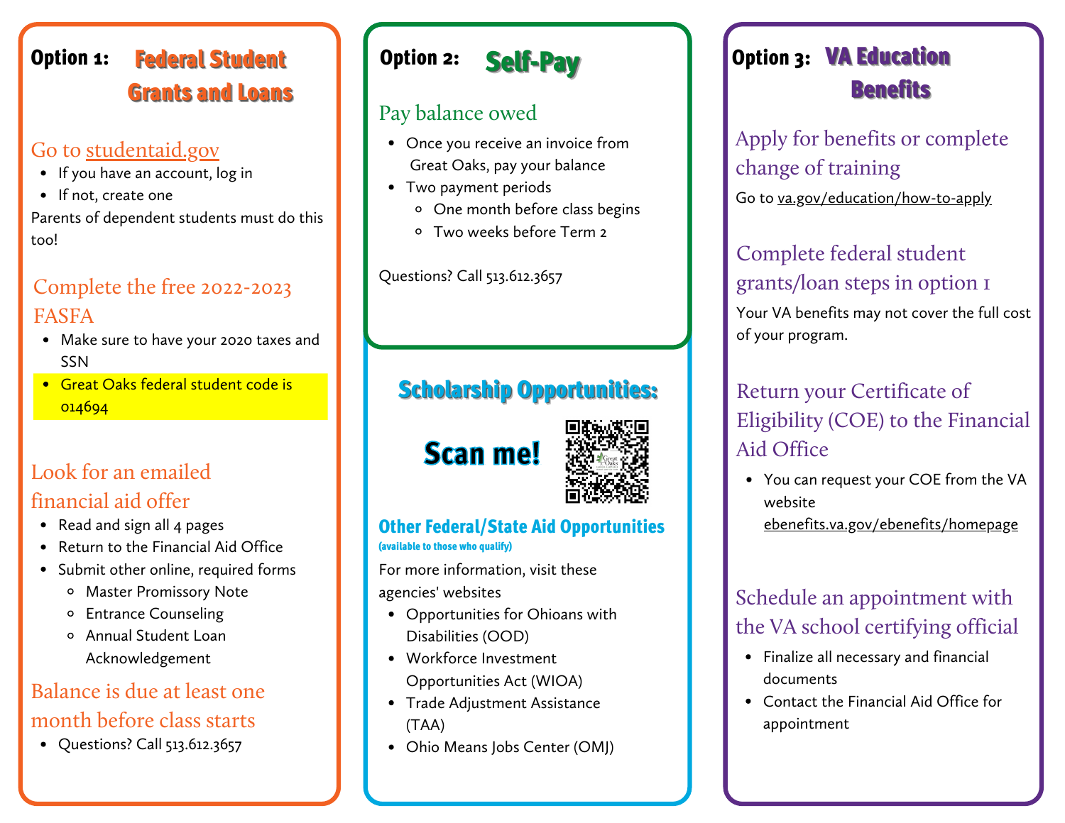## Option 1: Federal Student Grants and Loans

### Go to studentaid.gov

- If you have an account, log in
- If not, create one

Parents of dependent students must do this too!

### Complete the free 2022-2023 FASFA

- Make sure to have your 2020 taxes and SSN
- Great Oaks federal student code is 014694

### Look for an emailed financial aid offer

- Read and sign all 4 pages
- Return to the Financial Aid Office
- Submit other online, required forms
  - Master Promissory Note
  - Entrance Counseling
  - Annual Student Loan Acknowledgement

### Balance is due at least one month before class starts

- Questions? Call 513.612.3657

## Option 2: Self-Pay

### Pay balance owed

- Once you receive an invoice from Great Oaks, pay your balance
- Two payment periods
  - One month before class begins
  - Two weeks before Term 2

Questions? Call 513.612.3657

## Scholarship Opportunities:

**Scan me!**

### Other Federal/State Aid Opportunities

(available to those who qualify)

For more information, visit these agencies' websites

- Opportunities for Ohioans with Disabilities (OOD)
- Workforce Investment Opportunities Act (WIOA)
- Trade Adjustment Assistance (TAA)
- Ohio Means Jobs Center (OMJ)

## Option 3: VA Education Benefits

### Apply for benefits or complete change of training

Go to va.gov/education/how-to-apply

### Complete federal student grants/loan steps in option 1

Your VA benefits may not cover the full cost of your program.

### Return your Certificate of Eligibility (COE) to the Financial Aid Office

- You can request your COE from the VA website ebenefits.va.gov/ebenefits/homepage

### Schedule an appointment with the VA school certifying official

- Finalize all necessary and financial documents
- Contact the Financial Aid Office for appointment